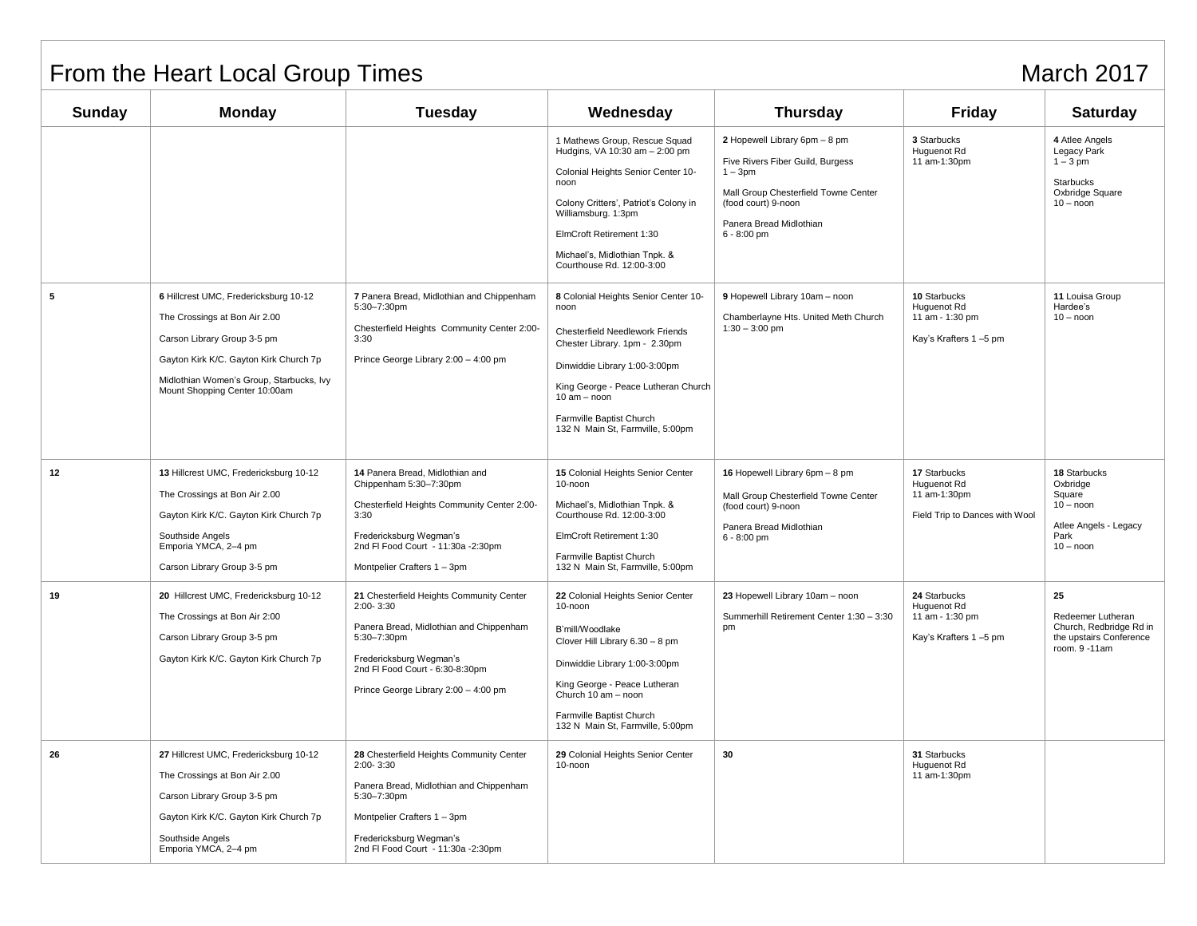# From the Heart Local Group Times

## March 2017

| Sunday | Monday | Tuesday | Wednesday | Thursday | Friday | Saturday |
|---|---|---|---|---|---|---|
| | | | 1 Mathews Group, Rescue Squad Hudgins, VA 10:30 am – 2:00 pm<br><br>Colonial Heights Senior Center 10-noon<br><br>Colony Critters', Patriot's Colony in Williamsburg. 1:3pm<br><br>ElmCroft Retirement 1:30<br><br>Michael's, Midlothian Tnpk. & Courthouse Rd. 12:00-3:00 | **2** Hopewell Library 6pm – 8 pm<br><br>Five Rivers Fiber Guild, Burgess 1 – 3pm<br><br>Mall Group Chesterfield Towne Center (food court) 9-noon<br><br>Panera Bread Midlothian 6 - 8:00 pm | **3** Starbucks Huguenot Rd 11 am-1:30pm | **4** Atlee Angels Legacy Park 1 – 3 pm<br><br>Starbucks Oxbridge Square 10 – noon |
| **5** | **6** Hillcrest UMC, Fredericksburg 10-12<br><br>The Crossings at Bon Air 2.00<br><br>Carson Library Group 3-5 pm<br><br>Gayton Kirk K/C. Gayton Kirk Church 7p<br><br>Midlothian Women's Group, Starbucks, Ivy Mount Shopping Center 10:00am | **7** Panera Bread, Midlothian and Chippenham 5:30–7:30pm<br><br>Chesterfield Heights Community Center 2:00-3:30<br><br>Prince George Library 2:00 – 4:00 pm | **8** Colonial Heights Senior Center 10-noon<br><br>Chesterfield Needlework Friends Chester Library. 1pm - 2.30pm<br><br>Dinwiddie Library 1:00-3:00pm<br><br>King George - Peace Lutheran Church 10 am – noon<br><br>Farmville Baptist Church 132 N Main St, Farmville, 5:00pm | **9** Hopewell Library 10am – noon<br><br>Chamberlayne Hts. United Meth Church 1:30 – 3:00 pm | **10** Starbucks Huguenot Rd 11 am - 1:30 pm<br><br>Kay's Krafters 1 –5 pm | **11** Louisa Group Hardee's 10 – noon |
| **12** | **13** Hillcrest UMC, Fredericksburg 10-12<br><br>The Crossings at Bon Air 2.00<br><br>Gayton Kirk K/C. Gayton Kirk Church 7p<br><br>Southside Angels Emporia YMCA, 2–4 pm<br><br>Carson Library Group 3-5 pm | **14** Panera Bread, Midlothian and Chippenham 5:30–7:30pm<br><br>Chesterfield Heights Community Center 2:00-3:30<br><br>Fredericksburg Wegman's 2nd Fl Food Court - 11:30a -2:30pm<br><br>Montpelier Crafters 1 – 3pm | **15** Colonial Heights Senior Center 10-noon<br><br>Michael's, Midlothian Tnpk. & Courthouse Rd. 12:00-3:00<br><br>ElmCroft Retirement 1:30<br><br>Farmville Baptist Church 132 N Main St, Farmville, 5:00pm | **16** Hopewell Library 6pm – 8 pm<br><br>Mall Group Chesterfield Towne Center (food court) 9-noon<br><br>Panera Bread Midlothian 6 - 8:00 pm | **17** Starbucks Huguenot Rd 11 am-1:30pm<br><br>Field Trip to Dances with Wool | **18** Starbucks Oxbridge Square 10 – noon<br><br>Atlee Angels - Legacy Park 10 – noon |
| **19** | **20** Hillcrest UMC, Fredericksburg 10-12<br><br>The Crossings at Bon Air 2:00<br><br>Carson Library Group 3-5 pm<br><br>Gayton Kirk K/C. Gayton Kirk Church 7p | **21** Chesterfield Heights Community Center 2:00- 3:30<br><br>Panera Bread, Midlothian and Chippenham 5:30–7:30pm<br><br>Fredericksburg Wegman's 2nd Fl Food Court - 6:30-8:30pm<br><br>Prince George Library 2:00 – 4:00 pm | **22** Colonial Heights Senior Center 10-noon<br><br>B'mill/Woodlake Clover Hill Library 6.30 – 8 pm<br><br>Dinwiddie Library 1:00-3:00pm<br><br>King George - Peace Lutheran Church 10 am – noon<br><br>Farmville Baptist Church 132 N Main St, Farmville, 5:00pm | **23** Hopewell Library 10am – noon<br><br>Summerhill Retirement Center 1:30 – 3:30 pm | **24** Starbucks Huguenot Rd 11 am - 1:30 pm<br><br>Kay's Krafters 1 –5 pm | **25**<br><br>Redeemer Lutheran Church, Redbridge Rd in the upstairs Conference room. 9 -11am |
| **26** | **27** Hillcrest UMC, Fredericksburg 10-12<br><br>The Crossings at Bon Air 2.00<br><br>Carson Library Group 3-5 pm<br><br>Gayton Kirk K/C. Gayton Kirk Church 7p<br><br>Southside Angels Emporia YMCA, 2–4 pm | **28** Chesterfield Heights Community Center 2:00- 3:30<br><br>Panera Bread, Midlothian and Chippenham 5:30–7:30pm<br><br>Montpelier Crafters 1 – 3pm<br><br>Fredericksburg Wegman's 2nd Fl Food Court - 11:30a -2:30pm | **29** Colonial Heights Senior Center 10-noon | **30** | **31** Starbucks Huguenot Rd 11 am-1:30pm | |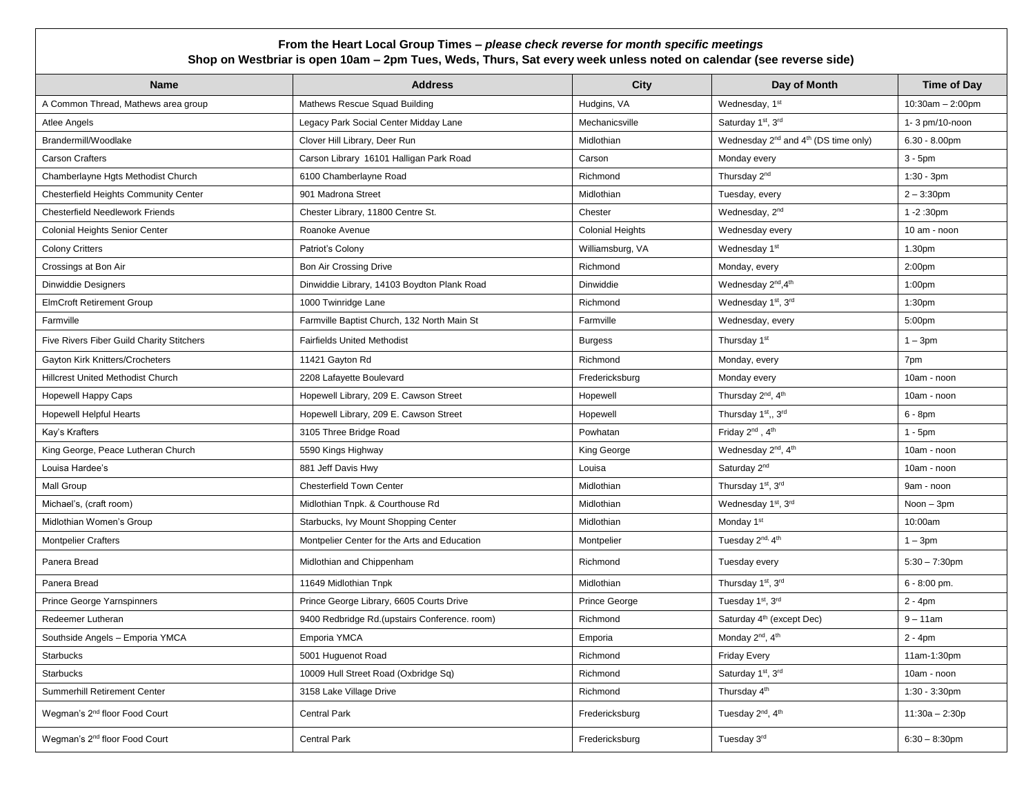**From the Heart Local Group Times – *please check reverse for month specific meetings***
**Shop on Westbriar is open 10am – 2pm Tues, Weds, Thurs, Sat every week unless noted on calendar (see reverse side)**

| Name | Address | City | Day of Month | Time of Day |
|---|---|---|---|---|
| A Common Thread, Mathews area group | Mathews Rescue Squad Building | Hudgins, VA | Wednesday, 1st | 10:30am – 2:00pm |
| Atlee Angels | Legacy Park Social Center Midday Lane | Mechanicsville | Saturday 1st, 3rd | 1- 3 pm/10-noon |
| Brandermill/Woodlake | Clover Hill Library, Deer Run | Midlothian | Wednesday 2nd and 4th (DS time only) | 6.30 - 8.00pm |
| Carson Crafters | Carson Library 16101 Halligan Park Road | Carson | Monday every | 3 - 5pm |
| Chamberlayne Hgts Methodist Church | 6100 Chamberlayne Road | Richmond | Thursday 2nd | 1:30 - 3pm |
| Chesterfield Heights Community Center | 901 Madrona Street | Midlothian | Tuesday, every | 2 – 3:30pm |
| Chesterfield Needlework Friends | Chester Library, 11800 Centre St. | Chester | Wednesday, 2nd | 1 -2 :30pm |
| Colonial Heights Senior Center | Roanoke Avenue | Colonial Heights | Wednesday every | 10 am - noon |
| Colony Critters | Patriot's Colony | Williamsburg, VA | Wednesday 1st | 1.30pm |
| Crossings at Bon Air | Bon Air Crossing Drive | Richmond | Monday, every | 2:00pm |
| Dinwiddie Designers | Dinwiddie Library, 14103 Boydton Plank Road | Dinwiddie | Wednesday 2nd,4th | 1:00pm |
| ElmCroft Retirement Group | 1000 Twinridge Lane | Richmond | Wednesday 1st, 3rd | 1:30pm |
| Farmville | Farmville Baptist Church, 132 North Main St | Farmville | Wednesday, every | 5:00pm |
| Five Rivers Fiber Guild Charity Stitchers | Fairfields United Methodist | Burgess | Thursday 1st | 1 – 3pm |
| Gayton Kirk Knitters/Crocheters | 11421 Gayton Rd | Richmond | Monday, every | 7pm |
| Hillcrest United Methodist Church | 2208 Lafayette Boulevard | Fredericksburg | Monday every | 10am - noon |
| Hopewell Happy Caps | Hopewell Library, 209 E. Cawson Street | Hopewell | Thursday 2nd, 4th | 10am - noon |
| Hopewell Helpful Hearts | Hopewell Library, 209 E. Cawson Street | Hopewell | Thursday 1st,, 3rd | 6 - 8pm |
| Kay's Krafters | 3105 Three Bridge Road | Powhatan | Friday 2nd , 4th | 1 - 5pm |
| King George, Peace Lutheran Church | 5590 Kings Highway | King George | Wednesday 2nd, 4th | 10am - noon |
| Louisa Hardee's | 881 Jeff Davis Hwy | Louisa | Saturday 2nd | 10am - noon |
| Mall Group | Chesterfield Town Center | Midlothian | Thursday 1st, 3rd | 9am - noon |
| Michael's, (craft room) | Midlothian Tnpk. & Courthouse Rd | Midlothian | Wednesday 1st, 3rd | Noon – 3pm |
| Midlothian Women's Group | Starbucks, Ivy Mount Shopping Center | Midlothian | Monday 1st | 10:00am |
| Montpelier Crafters | Montpelier Center for the Arts and Education | Montpelier | Tuesday 2nd, 4th | 1 – 3pm |
| Panera Bread | Midlothian and Chippenham | Richmond | Tuesday every | 5:30 – 7:30pm |
| Panera Bread | 11649 Midlothian Tnpk | Midlothian | Thursday 1st, 3rd | 6 - 8:00 pm. |
| Prince George Yarnspinners | Prince George Library, 6605 Courts Drive | Prince George | Tuesday 1st, 3rd | 2 - 4pm |
| Redeemer Lutheran | 9400 Redbridge Rd.(upstairs Conference. room) | Richmond | Saturday 4th (except Dec) | 9 – 11am |
| Southside Angels – Emporia YMCA | Emporia YMCA | Emporia | Monday 2nd, 4th | 2 - 4pm |
| Starbucks | 5001 Huguenot Road | Richmond | Friday Every | 11am-1:30pm |
| Starbucks | 10009 Hull Street Road (Oxbridge Sq) | Richmond | Saturday 1st, 3rd | 10am - noon |
| Summerhill Retirement Center | 3158 Lake Village Drive | Richmond | Thursday 4th | 1:30 - 3:30pm |
| Wegman's 2nd floor Food Court | Central Park | Fredericksburg | Tuesday 2nd, 4th | 11:30a – 2:30p |
| Wegman's 2nd floor Food Court | Central Park | Fredericksburg | Tuesday 3rd | 6:30 – 8:30pm |